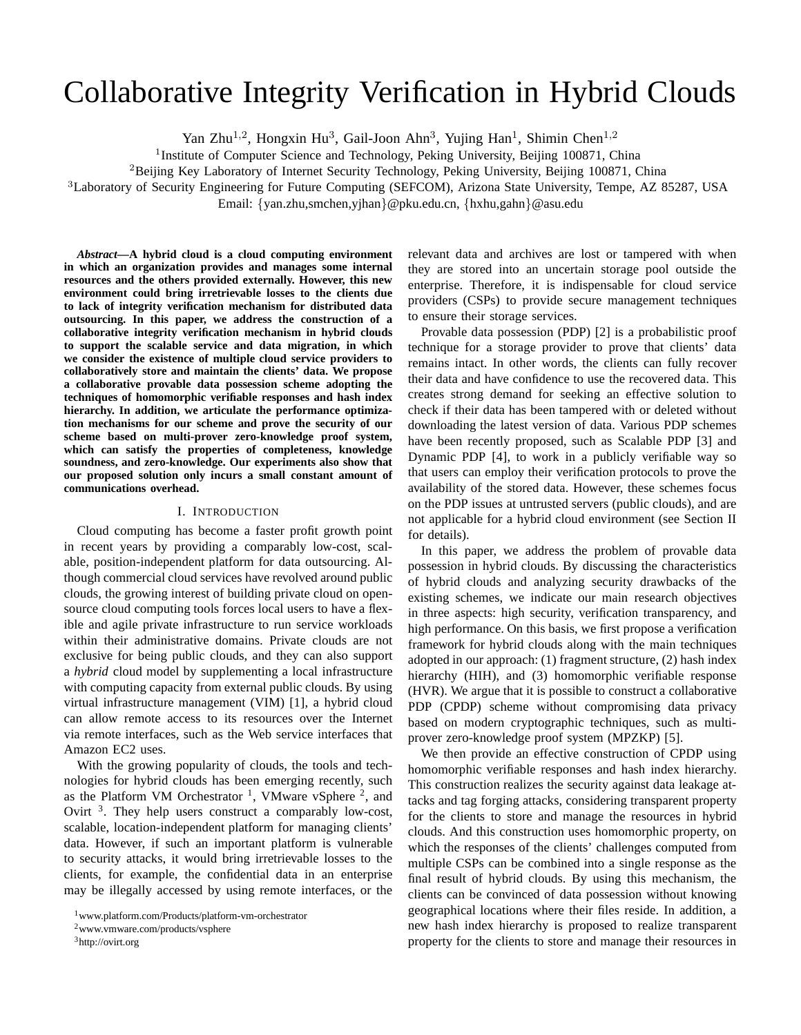# Collaborative Integrity Verification in Hybrid Clouds

Yan Zhu[1,2], Hongxin Hu[3], Gail-Joon Ahn[3], Yujing Han[1], Shimin Chen[1,2]

[1]Institute of Computer Science and Technology, Peking University, Beijing 100871, China

[2]Beijing Key Laboratory of Internet Security Technology, Peking University, Beijing 100871, China

[3]Laboratory of Security Engineering for Future Computing (SEFCOM), Arizona State University, Tempe, AZ 85287, USA

Email: {yan.zhu,smchen,yjhan}@pku.edu.cn, {hxhu,gahn}@asu.edu

***Abstract*—A hybrid cloud is a cloud computing environment in which an organization provides and manages some internal resources and the others provided externally. However, this new environment could bring irretrievable losses to the clients due to lack of integrity verification mechanism for distributed data outsourcing. In this paper, we address the construction of a collaborative integrity verification mechanism in hybrid clouds to support the scalable service and data migration, in which we consider the existence of multiple cloud service providers to collaboratively store and maintain the clients' data. We propose a collaborative provable data possession scheme adopting the techniques of homomorphic verifiable responses and hash index hierarchy. In addition, we articulate the performance optimization mechanisms for our scheme and prove the security of our scheme based on multi-prover zero-knowledge proof system, which can satisfy the properties of completeness, knowledge soundness, and zero-knowledge. Our experiments also show that our proposed solution only incurs a small constant amount of communications overhead.**

## I. Introduction

Cloud computing has become a faster profit growth point in recent years by providing a comparably low-cost, scalable, position-independent platform for data outsourcing. Although commercial cloud services have revolved around public clouds, the growing interest of building private cloud on open-source cloud computing tools forces local users to have a flexible and agile private infrastructure to run service workloads within their administrative domains. Private clouds are not exclusive for being public clouds, and they can also support a *hybrid* cloud model by supplementing a local infrastructure with computing capacity from external public clouds. By using virtual infrastructure management (VIM) [1], a hybrid cloud can allow remote access to its resources over the Internet via remote interfaces, such as the Web service interfaces that Amazon EC2 uses.

With the growing popularity of clouds, the tools and technologies for hybrid clouds has been emerging recently, such as the Platform VM Orchestrator [1], VMware vSphere [2], and Ovirt [3]. They help users construct a comparably low-cost, scalable, location-independent platform for managing clients' data. However, if such an important platform is vulnerable to security attacks, it would bring irretrievable losses to the clients, for example, the confidential data in an enterprise may be illegally accessed by using remote interfaces, or the relevant data and archives are lost or tampered with when they are stored into an uncertain storage pool outside the enterprise. Therefore, it is indispensable for cloud service providers (CSPs) to provide secure management techniques to ensure their storage services.

Provable data possession (PDP) [2] is a probabilistic proof technique for a storage provider to prove that clients' data remains intact. In other words, the clients can fully recover their data and have confidence to use the recovered data. This creates strong demand for seeking an effective solution to check if their data has been tampered with or deleted without downloading the latest version of data. Various PDP schemes have been recently proposed, such as Scalable PDP [3] and Dynamic PDP [4], to work in a publicly verifiable way so that users can employ their verification protocols to prove the availability of the stored data. However, these schemes focus on the PDP issues at untrusted servers (public clouds), and are not applicable for a hybrid cloud environment (see Section II for details).

In this paper, we address the problem of provable data possession in hybrid clouds. By discussing the characteristics of hybrid clouds and analyzing security drawbacks of the existing schemes, we indicate our main research objectives in three aspects: high security, verification transparency, and high performance. On this basis, we first propose a verification framework for hybrid clouds along with the main techniques adopted in our approach: (1) fragment structure, (2) hash index hierarchy (HIH), and (3) homomorphic verifiable response (HVR). We argue that it is possible to construct a collaborative PDP (CPDP) scheme without compromising data privacy based on modern cryptographic techniques, such as multi-prover zero-knowledge proof system (MPZKP) [5].

We then provide an effective construction of CPDP using homomorphic verifiable responses and hash index hierarchy. This construction realizes the security against data leakage attacks and tag forging attacks, considering transparent property for the clients to store and manage the resources in hybrid clouds. And this construction uses homomorphic property, on which the responses of the clients' challenges computed from multiple CSPs can be combined into a single response as the final result of hybrid clouds. By using this mechanism, the clients can be convinced of data possession without knowing geographical locations where their files reside. In addition, a new hash index hierarchy is proposed to realize transparent property for the clients to store and manage their resources in

[1]www.platform.com/Products/platform-vm-orchestrator

[2]www.vmware.com/products/vsphere

[3]http://ovirt.org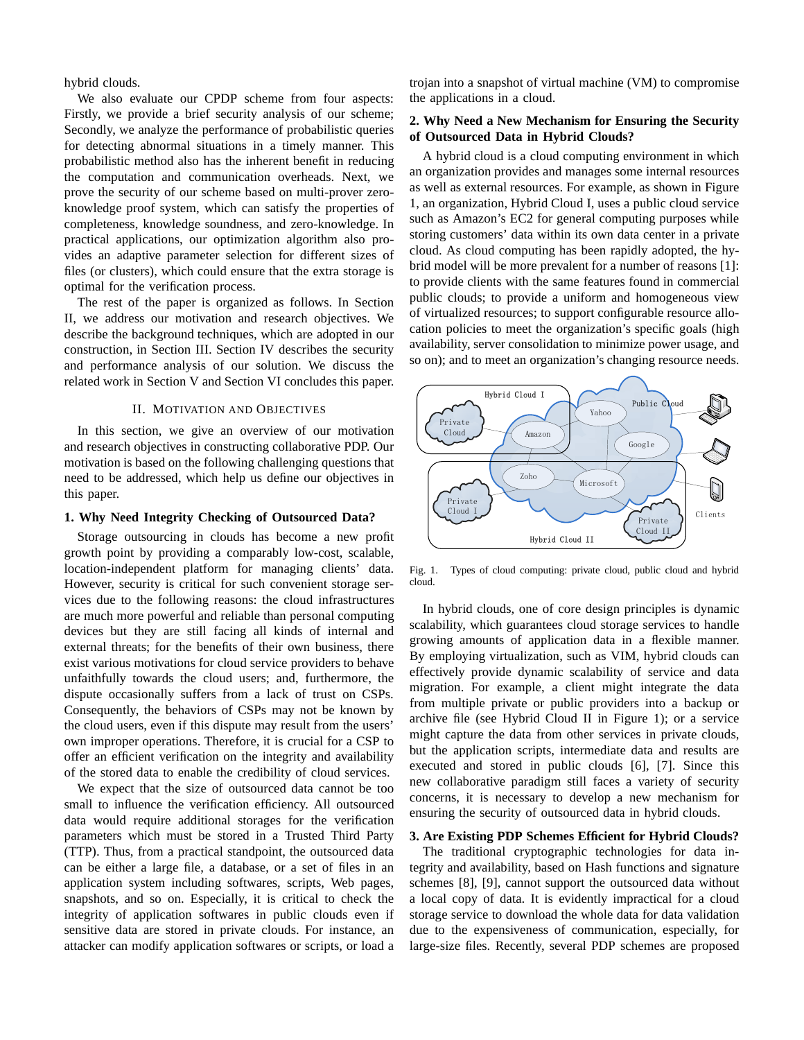hybrid clouds.

We also evaluate our CPDP scheme from four aspects: Firstly, we provide a brief security analysis of our scheme; Secondly, we analyze the performance of probabilistic queries for detecting abnormal situations in a timely manner. This probabilistic method also has the inherent benefit in reducing the computation and communication overheads. Next, we prove the security of our scheme based on multi-prover zero-knowledge proof system, which can satisfy the properties of completeness, knowledge soundness, and zero-knowledge. In practical applications, our optimization algorithm also provides an adaptive parameter selection for different sizes of files (or clusters), which could ensure that the extra storage is optimal for the verification process.

The rest of the paper is organized as follows. In Section II, we address our motivation and research objectives. We describe the background techniques, which are adopted in our construction, in Section III. Section IV describes the security and performance analysis of our solution. We discuss the related work in Section V and Section VI concludes this paper.

## II. Motivation and Objectives

In this section, we give an overview of our motivation and research objectives in constructing collaborative PDP. Our motivation is based on the following challenging questions that need to be addressed, which help us define our objectives in this paper.

### 1. Why Need Integrity Checking of Outsourced Data?

Storage outsourcing in clouds has become a new profit growth point by providing a comparably low-cost, scalable, location-independent platform for managing clients' data. However, security is critical for such convenient storage services due to the following reasons: the cloud infrastructures are much more powerful and reliable than personal computing devices but they are still facing all kinds of internal and external threats; for the benefits of their own business, there exist various motivations for cloud service providers to behave unfaithfully towards the cloud users; and, furthermore, the dispute occasionally suffers from a lack of trust on CSPs. Consequently, the behaviors of CSPs may not be known by the cloud users, even if this dispute may result from the users' own improper operations. Therefore, it is crucial for a CSP to offer an efficient verification on the integrity and availability of the stored data to enable the credibility of cloud services.

We expect that the size of outsourced data cannot be too small to influence the verification efficiency. All outsourced data would require additional storages for the verification parameters which must be stored in a Trusted Third Party (TTP). Thus, from a practical standpoint, the outsourced data can be either a large file, a database, or a set of files in an application system including softwares, scripts, Web pages, snapshots, and so on. Especially, it is critical to check the integrity of application softwares in public clouds even if sensitive data are stored in private clouds. For instance, an attacker can modify application softwares or scripts, or load a trojan into a snapshot of virtual machine (VM) to compromise the applications in a cloud.

### 2. Why Need a New Mechanism for Ensuring the Security of Outsourced Data in Hybrid Clouds?

A hybrid cloud is a cloud computing environment in which an organization provides and manages some internal resources as well as external resources. For example, as shown in Figure 1, an organization, Hybrid Cloud I, uses a public cloud service such as Amazon's EC2 for general computing purposes while storing customers' data within its own data center in a private cloud. As cloud computing has been rapidly adopted, the hybrid model will be more prevalent for a number of reasons [1]: to provide clients with the same features found in commercial public clouds; to provide a uniform and homogeneous view of virtualized resources; to support configurable resource allocation policies to meet the organization's specific goals (high availability, server consolidation to minimize power usage, and so on); and to meet an organization's changing resource needs.

Fig. 1. Types of cloud computing: private cloud, public cloud and hybrid cloud.

In hybrid clouds, one of core design principles is dynamic scalability, which guarantees cloud storage services to handle growing amounts of application data in a flexible manner. By employing virtualization, such as VIM, hybrid clouds can effectively provide dynamic scalability of service and data migration. For example, a client might integrate the data from multiple private or public providers into a backup or archive file (see Hybrid Cloud II in Figure 1); or a service might capture the data from other services in private clouds, but the application scripts, intermediate data and results are executed and stored in public clouds [6], [7]. Since this new collaborative paradigm still faces a variety of security concerns, it is necessary to develop a new mechanism for ensuring the security of outsourced data in hybrid clouds.

### 3. Are Existing PDP Schemes Efficient for Hybrid Clouds?

The traditional cryptographic technologies for data integrity and availability, based on Hash functions and signature schemes [8], [9], cannot support the outsourced data without a local copy of data. It is evidently impractical for a cloud storage service to download the whole data for data validation due to the expensiveness of communication, especially, for large-size files. Recently, several PDP schemes are proposed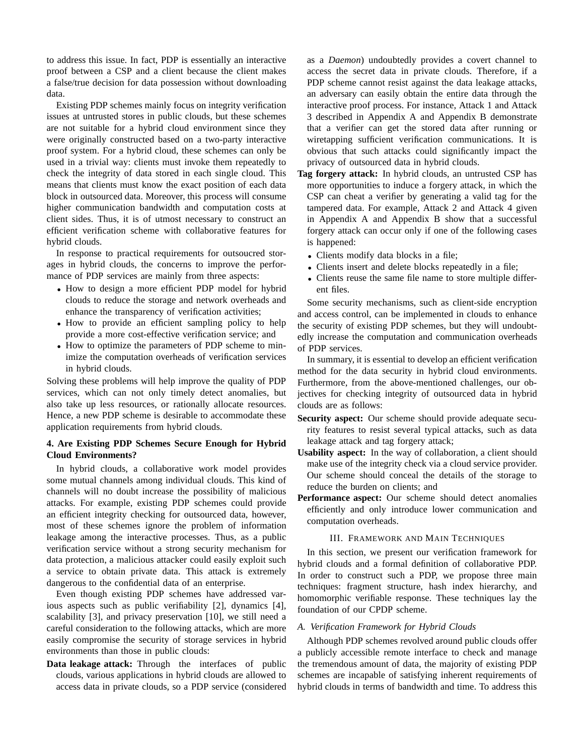to address this issue. In fact, PDP is essentially an interactive proof between a CSP and a client because the client makes a false/true decision for data possession without downloading data.

Existing PDP schemes mainly focus on integrity verification issues at untrusted stores in public clouds, but these schemes are not suitable for a hybrid cloud environment since they were originally constructed based on a two-party interactive proof system. For a hybrid cloud, these schemes can only be used in a trivial way: clients must invoke them repeatedly to check the integrity of data stored in each single cloud. This means that clients must know the exact position of each data block in outsourced data. Moreover, this process will consume higher communication bandwidth and computation costs at client sides. Thus, it is of utmost necessary to construct an efficient verification scheme with collaborative features for hybrid clouds.

In response to practical requirements for outsoucred storages in hybrid clouds, the concerns to improve the performance of PDP services are mainly from three aspects:

- How to design a more efficient PDP model for hybrid clouds to reduce the storage and network overheads and enhance the transparency of verification activities;
- How to provide an efficient sampling policy to help provide a more cost-effective verification service; and
- How to optimize the parameters of PDP scheme to minimize the computation overheads of verification services in hybrid clouds.

Solving these problems will help improve the quality of PDP services, which can not only timely detect anomalies, but also take up less resources, or rationally allocate resources. Hence, a new PDP scheme is desirable to accommodate these application requirements from hybrid clouds.

#### 4. Are Existing PDP Schemes Secure Enough for Hybrid Cloud Environments?

In hybrid clouds, a collaborative work model provides some mutual channels among individual clouds. This kind of channels will no doubt increase the possibility of malicious attacks. For example, existing PDP schemes could provide an efficient integrity checking for outsourced data, however, most of these schemes ignore the problem of information leakage among the interactive processes. Thus, as a public verification service without a strong security mechanism for data protection, a malicious attacker could easily exploit such a service to obtain private data. This attack is extremely dangerous to the confidential data of an enterprise.

Even though existing PDP schemes have addressed various aspects such as public verifiability [2], dynamics [4], scalability [3], and privacy preservation [10], we still need a careful consideration to the following attacks, which are more easily compromise the security of storage services in hybrid environments than those in public clouds:

**Data leakage attack:** Through the interfaces of public clouds, various applications in hybrid clouds are allowed to access data in private clouds, so a PDP service (considered as a *Daemon*) undoubtedly provides a covert channel to access the secret data in private clouds. Therefore, if a PDP scheme cannot resist against the data leakage attacks, an adversary can easily obtain the entire data through the interactive proof process. For instance, Attack 1 and Attack 3 described in Appendix A and Appendix B demonstrate that a verifier can get the stored data after running or wiretapping sufficient verification communications. It is obvious that such attacks could significantly impact the privacy of outsourced data in hybrid clouds.

**Tag forgery attack:** In hybrid clouds, an untrusted CSP has more opportunities to induce a forgery attack, in which the CSP can cheat a verifier by generating a valid tag for the tampered data. For example, Attack 2 and Attack 4 given in Appendix A and Appendix B show that a successful forgery attack can occur only if one of the following cases is happened:

- Clients modify data blocks in a file;
- Clients insert and delete blocks repeatedly in a file;
- Clients reuse the same file name to store multiple different files.

Some security mechanisms, such as client-side encryption and access control, can be implemented in clouds to enhance the security of existing PDP schemes, but they will undoubtedly increase the computation and communication overheads of PDP services.

In summary, it is essential to develop an efficient verification method for the data security in hybrid cloud environments. Furthermore, from the above-mentioned challenges, our objectives for checking integrity of outsourced data in hybrid clouds are as follows:

**Security aspect:** Our scheme should provide adequate security features to resist several typical attacks, such as data leakage attack and tag forgery attack;

**Usability aspect:** In the way of collaboration, a client should make use of the integrity check via a cloud service provider. Our scheme should conceal the details of the storage to reduce the burden on clients; and

**Performance aspect:** Our scheme should detect anomalies efficiently and only introduce lower communication and computation overheads.

## III. Framework and Main Techniques

In this section, we present our verification framework for hybrid clouds and a formal definition of collaborative PDP. In order to construct such a PDP, we propose three main techniques: fragment structure, hash index hierarchy, and homomorphic verifiable response. These techniques lay the foundation of our CPDP scheme.

### A. Verification Framework for Hybrid Clouds

Although PDP schemes revolved around public clouds offer a publicly accessible remote interface to check and manage the tremendous amount of data, the majority of existing PDP schemes are incapable of satisfying inherent requirements of hybrid clouds in terms of bandwidth and time. To address this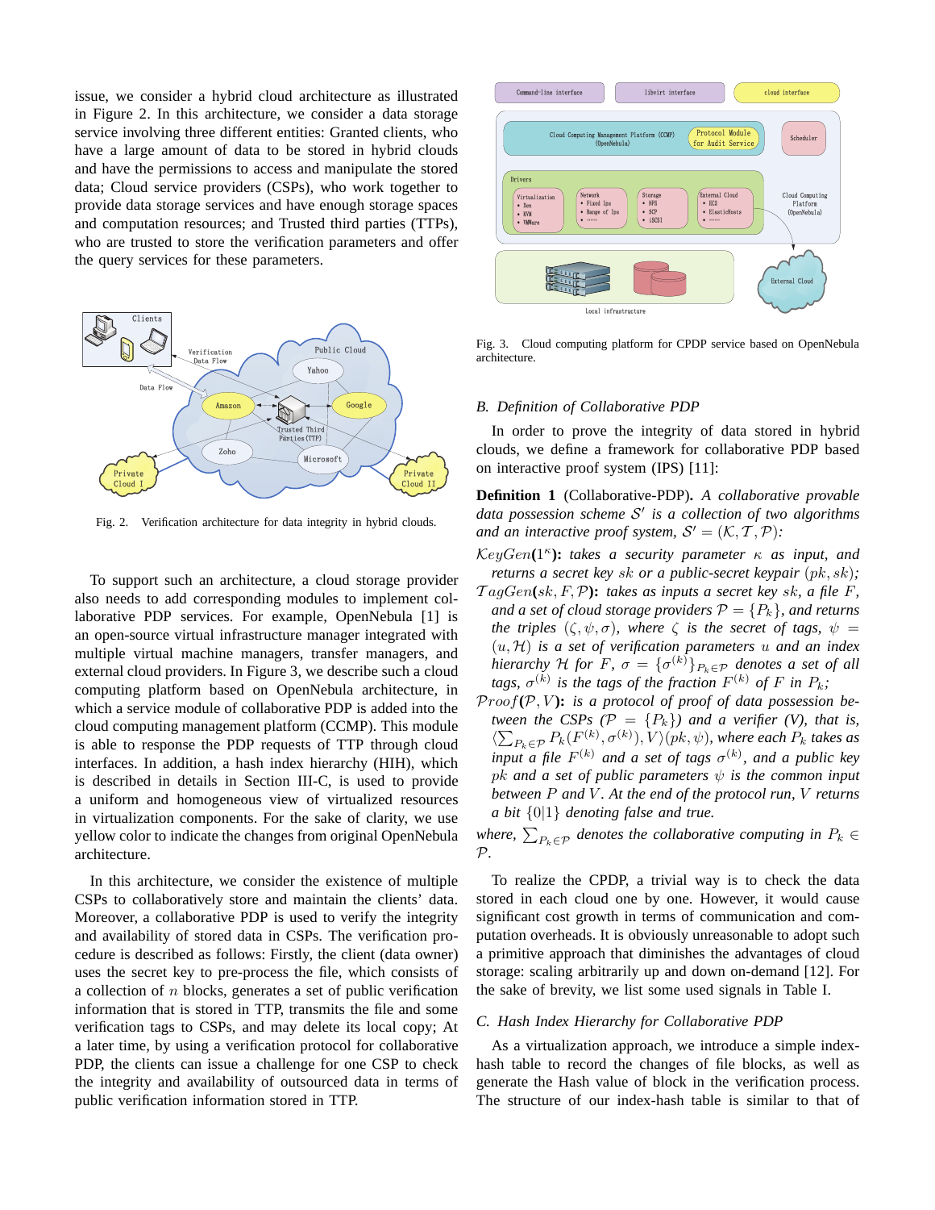issue, we consider a hybrid cloud architecture as illustrated in Figure 2. In this architecture, we consider a data storage service involving three different entities: Granted clients, who have a large amount of data to be stored in hybrid clouds and have the permissions to access and manipulate the stored data; Cloud service providers (CSPs), who work together to provide data storage services and have enough storage spaces and computation resources; and Trusted third parties (TTPs), who are trusted to store the verification parameters and offer the query services for these parameters.

Fig. 2. Verification architecture for data integrity in hybrid clouds.

To support such an architecture, a cloud storage provider also needs to add corresponding modules to implement collaborative PDP services. For example, OpenNebula [1] is an open-source virtual infrastructure manager integrated with multiple virtual machine managers, transfer managers, and external cloud providers. In Figure 3, we describe such a cloud computing platform based on OpenNebula architecture, in which a service module of collaborative PDP is added into the cloud computing management platform (CCMP). This module is able to response the PDP requests of TTP through cloud interfaces. In addition, a hash index hierarchy (HIH), which is described in details in Section III-C, is used to provide a uniform and homogeneous view of virtualized resources in virtualization components. For the sake of clarity, we use yellow color to indicate the changes from original OpenNebula architecture.

In this architecture, we consider the existence of multiple CSPs to collaboratively store and maintain the clients' data. Moreover, a collaborative PDP is used to verify the integrity and availability of stored data in CSPs. The verification procedure is described as follows: Firstly, the client (data owner) uses the secret key to pre-process the file, which consists of a collection of $n$ blocks, generates a set of public verification information that is stored in TTP, transmits the file and some verification tags to CSPs, and may delete its local copy; At a later time, by using a verification protocol for collaborative PDP, the clients can issue a challenge for one CSP to check the integrity and availability of outsourced data in terms of public verification information stored in TTP.

Fig. 3. Cloud computing platform for CPDP service based on OpenNebula architecture.

## B. Definition of Collaborative PDP

In order to prove the integrity of data stored in hybrid clouds, we define a framework for collaborative PDP based on interactive proof system (IPS) [11]:

**Definition 1** (Collaborative-PDP). *A collaborative provable data possession scheme $\mathcal{S}'$ is a collection of two algorithms and an interactive proof system, $\mathcal{S}' = (\mathcal{K}, \mathcal{T}, \mathcal{P})$:*

$\mathcal{K}eyGen(1^\kappa)$: *takes a security parameter $\kappa$ as input, and returns a secret key $sk$ or a public-secret keypair $(pk, sk)$;*

$\mathcal{T}agGen(sk, F, \mathcal{P})$: *takes as inputs a secret key $sk$, a file $F$, and a set of cloud storage providers $\mathcal{P} = \{P_k\}$, and returns the triples $(\zeta, \psi, \sigma)$, where $\zeta$ is the secret of tags, $\psi = (u, \mathcal{H})$ is a set of verification parameters $u$ and an index hierarchy $\mathcal{H}$ for $F$, $\sigma = \{\sigma^{(k)}\}_{P_k \in \mathcal{P}}$ denotes a set of all tags, $\sigma^{(k)}$ is the tags of the fraction $F^{(k)}$ of $F$ in $P_k$;*

$\mathcal{P}roof(\mathcal{P}, V)$: *is a protocol of proof of data possession between the CSPs ($\mathcal{P} = \{P_k\}$) and a verifier (V), that is, $\langle \sum_{P_k \in \mathcal{P}} P_k(F^{(k)}, \sigma^{(k)}), V \rangle (pk, \psi)$, where each $P_k$ takes as input a file $F^{(k)}$ and a set of tags $\sigma^{(k)}$, and a public key $pk$ and a set of public parameters $\psi$ is the common input between $P$ and $V$. At the end of the protocol run, $V$ returns a bit $\{0|1\}$ denoting false and true.*

where, $\sum_{P_k \in \mathcal{P}}$ denotes the collaborative computing in $P_k \in \mathcal{P}$.

To realize the CPDP, a trivial way is to check the data stored in each cloud one by one. However, it would cause significant cost growth in terms of communication and computation overheads. It is obviously unreasonable to adopt such a primitive approach that diminishes the advantages of cloud storage: scaling arbitrarily up and down on-demand [12]. For the sake of brevity, we list some used signals in Table I.

## C. Hash Index Hierarchy for Collaborative PDP

As a virtualization approach, we introduce a simple index-hash table to record the changes of file blocks, as well as generate the Hash value of block in the verification process. The structure of our index-hash table is similar to that of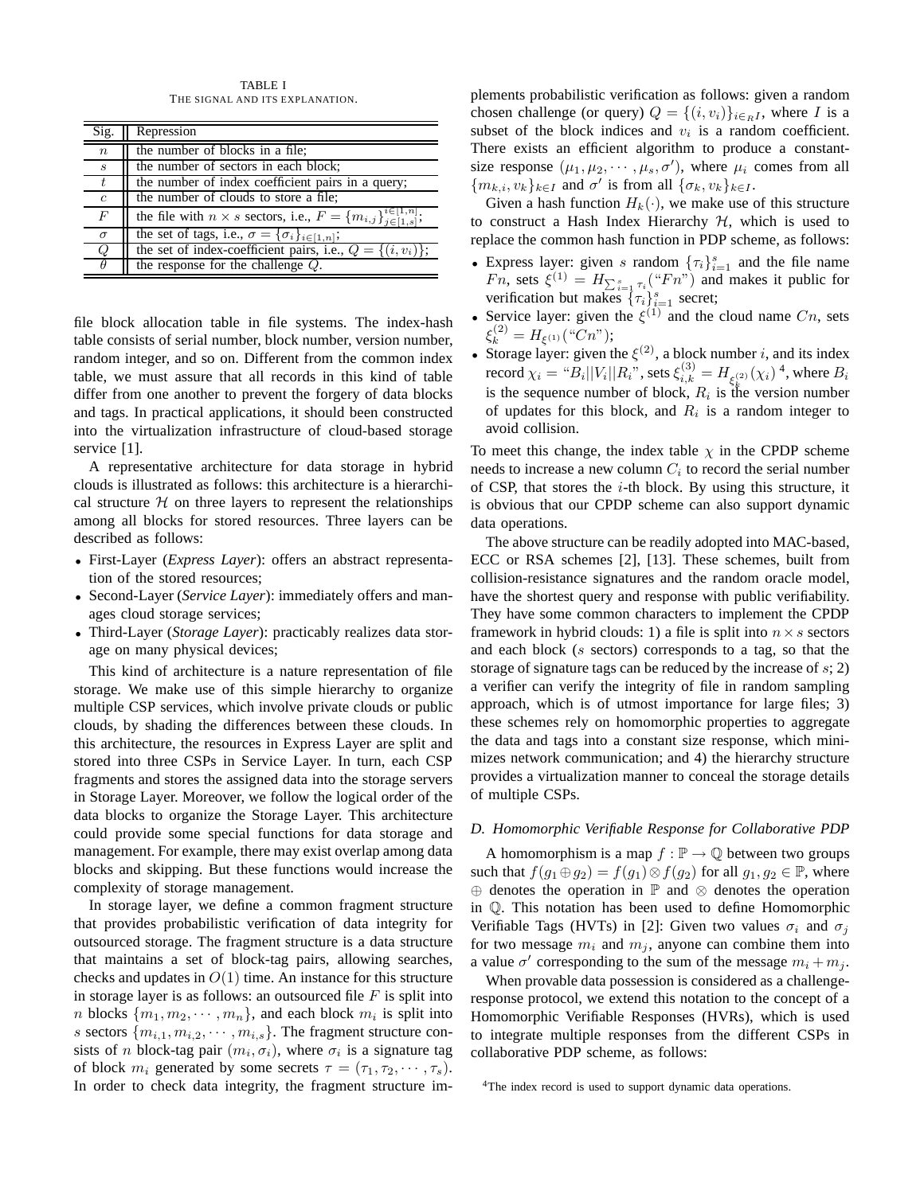TABLE I
THE SIGNAL AND ITS EXPLANATION.

| Sig. | Repression |
|---|---|
| $n$ | the number of blocks in a file; |
| $s$ | the number of sectors in each block; |
| $t$ | the number of index coefficient pairs in a query; |
| $c$ | the number of clouds to store a file; |
| $F$ | the file with $n \times s$ sectors, i.e., $F = \{m_{i,j}\}_{j\in[1,s]}^{i\in[1,n]}$; |
| $\sigma$ | the set of tags, i.e., $\sigma = \{\sigma_i\}_{i\in[1,n]}$; |
| $Q$ | the set of index-coefficient pairs, i.e., $Q = \{(i, v_i)\}$; |
| $\theta$ | the response for the challenge $Q$. |

file block allocation table in file systems. The index-hash table consists of serial number, block number, version number, random integer, and so on. Different from the common index table, we must assure that all records in this kind of table differ from one another to prevent the forgery of data blocks and tags. In practical applications, it should been constructed into the virtualization infrastructure of cloud-based storage service [1].

A representative architecture for data storage in hybrid clouds is illustrated as follows: this architecture is a hierarchical structure $\mathcal{H}$ on three layers to represent the relationships among all blocks for stored resources. Three layers can be described as follows:

- First-Layer (*Express Layer*): offers an abstract representation of the stored resources;
- Second-Layer (*Service Layer*): immediately offers and manages cloud storage services;
- Third-Layer (*Storage Layer*): practicably realizes data storage on many physical devices;

This kind of architecture is a nature representation of file storage. We make use of this simple hierarchy to organize multiple CSP services, which involve private clouds or public clouds, by shading the differences between these clouds. In this architecture, the resources in Express Layer are split and stored into three CSPs in Service Layer. In turn, each CSP fragments and stores the assigned data into the storage servers in Storage Layer. Moreover, we follow the logical order of the data blocks to organize the Storage Layer. This architecture could provide some special functions for data storage and management. For example, there may exist overlap among data blocks and skipping. But these functions would increase the complexity of storage management.

In storage layer, we define a common fragment structure that provides probabilistic verification of data integrity for outsourced storage. The fragment structure is a data structure that maintains a set of block-tag pairs, allowing searches, checks and updates in $O(1)$ time. An instance for this structure in storage layer is as follows: an outsourced file $F$ is split into $n$ blocks $\{m_1, m_2, \cdots, m_n\}$, and each block $m_i$ is split into $s$ sectors $\{m_{i,1}, m_{i,2}, \cdots, m_{i,s}\}$. The fragment structure consists of $n$ block-tag pair $(m_i, \sigma_i)$, where $\sigma_i$ is a signature tag of block $m_i$ generated by some secrets $\tau = (\tau_1, \tau_2, \cdots, \tau_s)$. In order to check data integrity, the fragment structure implements probabilistic verification as follows: given a random chosen challenge (or query) $Q = \{(i, v_i)\}_{i\in_R I}$, where $I$ is a subset of the block indices and $v_i$ is a random coefficient. There exists an efficient algorithm to produce a constant-size response $(\mu_1, \mu_2, \cdots, \mu_s, \sigma')$, where $\mu_i$ comes from all $\{m_{k,i}, v_k\}_{k\in I}$ and $\sigma'$ is from all $\{\sigma_k, v_k\}_{k\in I}$.

Given a hash function $H_k(\cdot)$, we make use of this structure to construct a Hash Index Hierarchy $\mathcal{H}$, which is used to replace the common hash function in PDP scheme, as follows:

- Express layer: given $s$ random $\{\tau_i\}_{i=1}^{s}$ and the file name $Fn$, sets $\xi^{(1)} = H_{\sum_{i=1}^{s}\tau_i}(\text{"}Fn\text{"})$ and makes it public for verification but makes $\{\tau_i\}_{i=1}^{s}$ secret;
- Service layer: given the $\xi^{(1)}$ and the cloud name $Cn$, sets $\xi_k^{(2)} = H_{\xi^{(1)}}(\text{"}Cn\text{"})$;
- Storage layer: given the $\xi^{(2)}$, a block number $i$, and its index record $\chi_i = \text{"}B_i||V_i||R_i\text{"}$, sets $\xi_{i,k}^{(3)} = H_{\xi_k^{(2)}}(\chi_i)$ [4], where $B_i$ is the sequence number of block, $R_i$ is the version number of updates for this block, and $R_i$ is a random integer to avoid collision.

To meet this change, the index table $\chi$ in the CPDP scheme needs to increase a new column $C_i$ to record the serial number of CSP, that stores the $i$-th block. By using this structure, it is obvious that our CPDP scheme can also support dynamic data operations.

The above structure can be readily adopted into MAC-based, ECC or RSA schemes [2], [13]. These schemes, built from collision-resistance signatures and the random oracle model, have the shortest query and response with public verifiability. They have some common characters to implement the CPDP framework in hybrid clouds: 1) a file is split into $n \times s$ sectors and each block ($s$ sectors) corresponds to a tag, so that the storage of signature tags can be reduced by the increase of $s$; 2) a verifier can verify the integrity of file in random sampling approach, which is of utmost importance for large files; 3) these schemes rely on homomorphic properties to aggregate the data and tags into a constant size response, which minimizes network communication; and 4) the hierarchy structure provides a virtualization manner to conceal the storage details of multiple CSPs.

### D. Homomorphic Verifiable Response for Collaborative PDP

A homomorphism is a map $f : \mathbb{P} \to \mathbb{Q}$ between two groups such that $f(g_1 \oplus g_2) = f(g_1) \otimes f(g_2)$ for all $g_1, g_2 \in \mathbb{P}$, where $\oplus$ denotes the operation in $\mathbb{P}$ and $\otimes$ denotes the operation in $\mathbb{Q}$. This notation has been used to define Homomorphic Verifiable Tags (HVTs) in [2]: Given two values $\sigma_i$ and $\sigma_j$ for two message $m_i$ and $m_j$, anyone can combine them into a value $\sigma'$ corresponding to the sum of the message $m_i + m_j$.

When provable data possession is considered as a challenge-response protocol, we extend this notation to the concept of a Homomorphic Verifiable Responses (HVRs), which is used to integrate multiple responses from the different CSPs in collaborative PDP scheme, as follows:

[4] The index record is used to support dynamic data operations.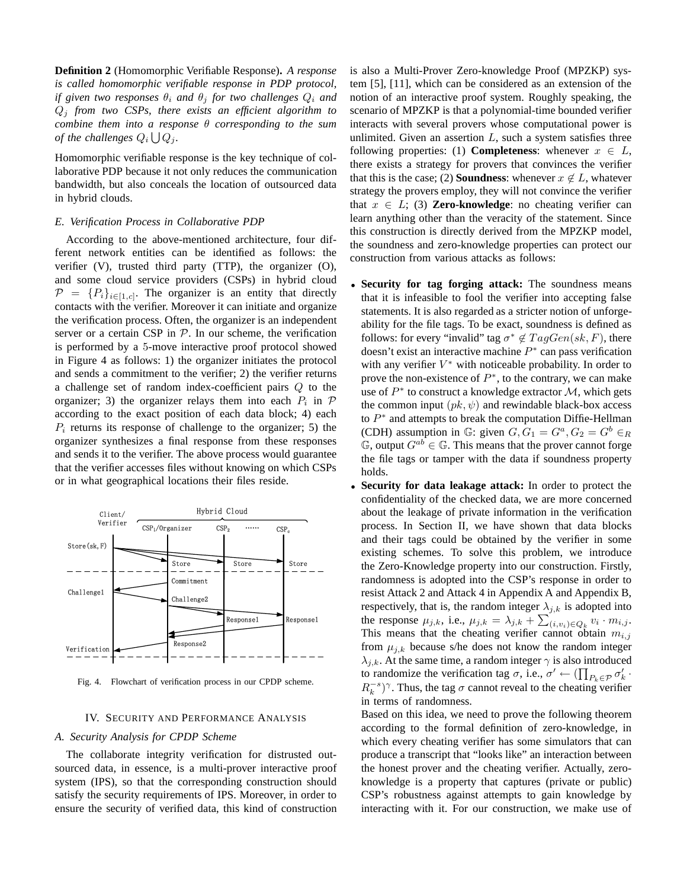**Definition 2** (Homomorphic Verifiable Response)**.** *A response is called homomorphic verifiable response in PDP protocol, if given two responses $\theta_i$ and $\theta_j$ for two challenges $Q_i$ and $Q_j$ from two CSPs, there exists an efficient algorithm to combine them into a response $\theta$ corresponding to the sum of the challenges $Q_i \bigcup Q_j$.*

Homomorphic verifiable response is the key technique of collaborative PDP because it not only reduces the communication bandwidth, but also conceals the location of outsourced data in hybrid clouds.

### *E. Verification Process in Collaborative PDP*

According to the above-mentioned architecture, four different network entities can be identified as follows: the verifier (V), trusted third party (TTP), the organizer (O), and some cloud service providers (CSPs) in hybrid cloud $\mathcal{P} = \{P_i\}_{i\in[1,c]}$. The organizer is an entity that directly contacts with the verifier. Moreover it can initiate and organize the verification process. Often, the organizer is an independent server or a certain CSP in $\mathcal{P}$. In our scheme, the verification is performed by a 5-move interactive proof protocol showed in Figure 4 as follows: 1) the organizer initiates the protocol and sends a commitment to the verifier; 2) the verifier returns a challenge set of random index-coefficient pairs $Q$ to the organizer; 3) the organizer relays them into each $P_i$ in $\mathcal{P}$ according to the exact position of each data block; 4) each $P_i$ returns its response of challenge to the organizer; 5) the organizer synthesizes a final response from these responses and sends it to the verifier. The above process would guarantee that the verifier accesses files without knowing on which CSPs or in what geographical locations their files reside.

Fig. 4. Flowchart of verification process in our CPDP scheme.

## IV. Security and Performance Analysis

### *A. Security Analysis for CPDP Scheme*

The collaborate integrity verification for distrusted outsourced data, in essence, is a multi-prover interactive proof system (IPS), so that the corresponding construction should satisfy the security requirements of IPS. Moreover, in order to ensure the security of verified data, this kind of construction is also a Multi-Prover Zero-knowledge Proof (MPZKP) system [5], [11], which can be considered as an extension of the notion of an interactive proof system. Roughly speaking, the scenario of MPZKP is that a polynomial-time bounded verifier interacts with several provers whose computational power is unlimited. Given an assertion $L$, such a system satisfies three following properties: (1) **Completeness**: whenever $x \in L$, there exists a strategy for provers that convinces the verifier that this is the case; (2) **Soundness**: whenever $x \notin L$, whatever strategy the provers employ, they will not convince the verifier that $x \in L$; (3) **Zero-knowledge**: no cheating verifier can learn anything other than the veracity of the statement. Since this construction is directly derived from the MPZKP model, the soundness and zero-knowledge properties can protect our construction from various attacks as follows:

- **Security for tag forging attack:** The soundness means that it is infeasible to fool the verifier into accepting false statements. It is also regarded as a stricter notion of unforgeability for the file tags. To be exact, soundness is defined as follows: for every "invalid" tag $\sigma^* \notin TagGen(sk, F)$, there doesn't exist an interactive machine $P^*$ can pass verification with any verifier $V^*$ with noticeable probability. In order to prove the non-existence of $P^*$, to the contrary, we can make use of $P^*$ to construct a knowledge extractor $\mathcal{M}$, which gets the common input $(pk, \psi)$ and rewindable black-box access to $P^*$ and attempts to break the computation Diffie-Hellman (CDH) assumption in $\mathbb{G}$: given $G, G_1 = G^a, G_2 = G^b \in_R \mathbb{G}$, output $G^{ab} \in \mathbb{G}$. This means that the prover cannot forge the file tags or tamper with the data if soundness property holds.
- **Security for data leakage attack:** In order to protect the confidentiality of the checked data, we are more concerned about the leakage of private information in the verification process. In Section II, we have shown that data blocks and their tags could be obtained by the verifier in some existing schemes. To solve this problem, we introduce the Zero-Knowledge property into our construction. Firstly, randomness is adopted into the CSP's response in order to resist Attack 2 and Attack 4 in Appendix A and Appendix B, respectively, that is, the random integer $\lambda_{j,k}$ is adopted into the response $\mu_{j,k}$, i.e., $\mu_{j,k} = \lambda_{j,k} + \sum_{(i,v_i)\in Q_k} v_i \cdot m_{i,j}$. This means that the cheating verifier cannot obtain $m_{i,j}$ from $\mu_{j,k}$ because s/he does not know the random integer $\lambda_{j,k}$. At the same time, a random integer $\gamma$ is also introduced to randomize the verification tag $\sigma$, i.e., $\sigma' \leftarrow (\prod_{P_k\in\mathcal{P}} \sigma'_k \cdot R_k^{-s})^{\gamma}$. Thus, the tag $\sigma$ cannot reveal to the cheating verifier in terms of randomness.

  Based on this idea, we need to prove the following theorem according to the formal definition of zero-knowledge, in which every cheating verifier has some simulators that can produce a transcript that "looks like" an interaction between the honest prover and the cheating verifier. Actually, zero-knowledge is a property that captures (private or public) CSP's robustness against attempts to gain knowledge by interacting with it. For our construction, we make use of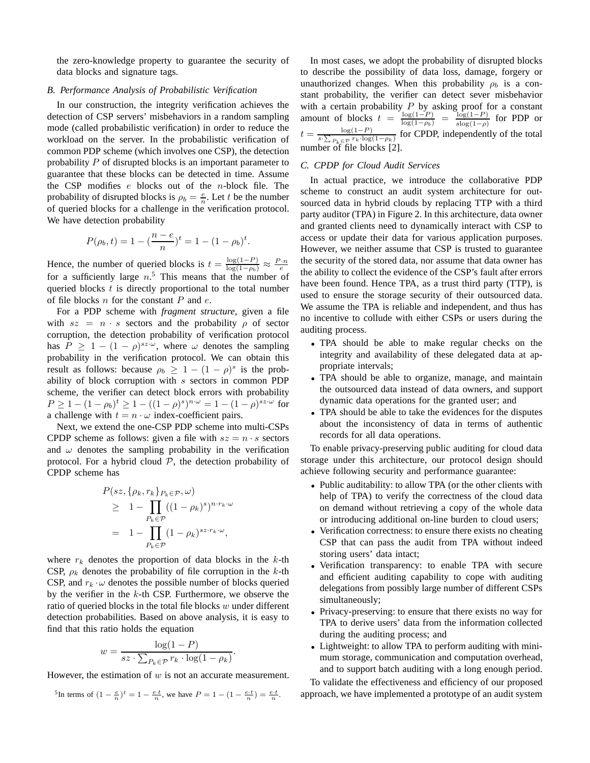the zero-knowledge property to guarantee the security of data blocks and signature tags.

### B. Performance Analysis of Probabilistic Verification

In our construction, the integrity verification achieves the detection of CSP servers' misbehaviors in a random sampling mode (called probabilistic verification) in order to reduce the workload on the server. In the probabilistic verification of common PDP scheme (which involves one CSP), the detection probability $P$ of disrupted blocks is an important parameter to guarantee that these blocks can be detected in time. Assume the CSP modifies $e$ blocks out of the $n$-block file. The probability of disrupted blocks is $\rho_b = \frac{e}{n}$. Let $t$ be the number of queried blocks for a challenge in the verification protocol. We have detection probability

$$P(\rho_b, t) = 1 - (\frac{n-e}{n})^t = 1 - (1-\rho_b)^t.$$

Hence, the number of queried blocks is $t = \frac{\log(1-P)}{\log(1-\rho_b)} \approx \frac{P \cdot n}{e}$ for a sufficiently large $n$.[5] This means that the number of queried blocks $t$ is directly proportional to the total number of file blocks $n$ for the constant $P$ and $e$.

For a PDP scheme with *fragment structure*, given a file with $sz = n \cdot s$ sectors and the probability $\rho$ of sector corruption, the detection probability of verification protocol has $P \geq 1 - (1-\rho)^{sz \cdot \omega}$, where $\omega$ denotes the sampling probability in the verification protocol. We can obtain this result as follows: because $\rho_b \geq 1 - (1-\rho)^s$ is the probability of block corruption with $s$ sectors in common PDP scheme, the verifier can detect block errors with probability $P \geq 1-(1-\rho_b)^t \geq 1-((1-\rho)^s)^{n \cdot \omega} = 1-(1-\rho)^{sz \cdot \omega}$ for a challenge with $t = n \cdot \omega$ index-coefficient pairs.

Next, we extend the one-CSP PDP scheme into multi-CSPs CPDP scheme as follows: given a file with $sz = n \cdot s$ sectors and $\omega$ denotes the sampling probability in the verification protocol. For a hybrid cloud $\mathcal{P}$, the detection probability of CPDP scheme has

$$\begin{aligned} & P(sz, \{\rho_k, r_k\}_{P_k \in \mathcal{P}}, \omega) \\ & \geq \quad 1 - \prod_{P_k \in \mathcal{P}} ((1-\rho_k)^s)^{n \cdot r_k \cdot \omega} \\ & = \quad 1 - \prod_{P_k \in \mathcal{P}} (1-\rho_k)^{sz \cdot r_k \cdot \omega}, \end{aligned}$$

where $r_k$ denotes the proportion of data blocks in the $k$-th CSP, $\rho_k$ denotes the probability of file corruption in the $k$-th CSP, and $r_k \cdot \omega$ denotes the possible number of blocks queried by the verifier in the $k$-th CSP. Furthermore, we observe the ratio of queried blocks in the total file blocks $w$ under different detection probabilities. Based on above analysis, it is easy to find that this ratio holds the equation

$$w = \frac{\log(1-P)}{sz \cdot \sum_{P_k \in \mathcal{P}} r_k \cdot \log(1-\rho_k)}.$$

However, the estimation of $w$ is not an accurate measurement.

[5] In terms of $(1-\frac{e}{n})^t = 1 - \frac{e \cdot t}{n}$, we have $P = 1-(1-\frac{e \cdot t}{n}) = \frac{e \cdot t}{n}$.

In most cases, we adopt the probability of disrupted blocks to describe the possibility of data loss, damage, forgery or unauthorized changes. When this probability $\rho_b$ is a constant probability, the verifier can detect sever misbehavior with a certain probability $P$ by asking proof for a constant amount of blocks $t = \frac{\log(1-P)}{\log(1-\rho_b)} = \frac{\log(1-P)}{s\log(1-\rho)}$ for PDP or $t = \frac{\log(1-P)}{s \cdot \sum_{P_k \in \mathcal{P}} r_k \cdot \log(1-\rho_k)}$ for CPDP, independently of the total number of file blocks [2].

### C. CPDP for Cloud Audit Services

In actual practice, we introduce the collaborative PDP scheme to construct an audit system architecture for outsourced data in hybrid clouds by replacing TTP with a third party auditor (TPA) in Figure 2. In this architecture, data owner and granted clients need to dynamically interact with CSP to access or update their data for various application purposes. However, we neither assume that CSP is trusted to guarantee the security of the stored data, nor assume that data owner has the ability to collect the evidence of the CSP's fault after errors have been found. Hence TPA, as a trust third party (TTP), is used to ensure the storage security of their outsourced data. We assume the TPA is reliable and independent, and thus has no incentive to collude with either CSPs or users during the auditing process.

- TPA should be able to make regular checks on the integrity and availability of these delegated data at appropriate intervals;
- TPA should be able to organize, manage, and maintain the outsourced data instead of data owners, and support dynamic data operations for the granted user; and
- TPA should be able to take the evidences for the disputes about the inconsistency of data in terms of authentic records for all data operations.

To enable privacy-preserving public auditing for cloud data storage under this architecture, our protocol design should achieve following security and performance guarantee:

- Public auditability: to allow TPA (or the other clients with help of TPA) to verify the correctness of the cloud data on demand without retrieving a copy of the whole data or introducing additional on-line burden to cloud users;
- Verification correctness: to ensure there exists no cheating CSP that can pass the audit from TPA without indeed storing users' data intact;
- Verification transparency: to enable TPA with secure and efficient auditing capability to cope with auditing delegations from possibly large number of different CSPs simultaneously;
- Privacy-preserving: to ensure that there exists no way for TPA to derive users' data from the information collected during the auditing process; and
- Lightweight: to allow TPA to perform auditing with minimum storage, communication and computation overhead, and to support batch auditing with a long enough period.

To validate the effectiveness and efficiency of our proposed approach, we have implemented a prototype of an audit system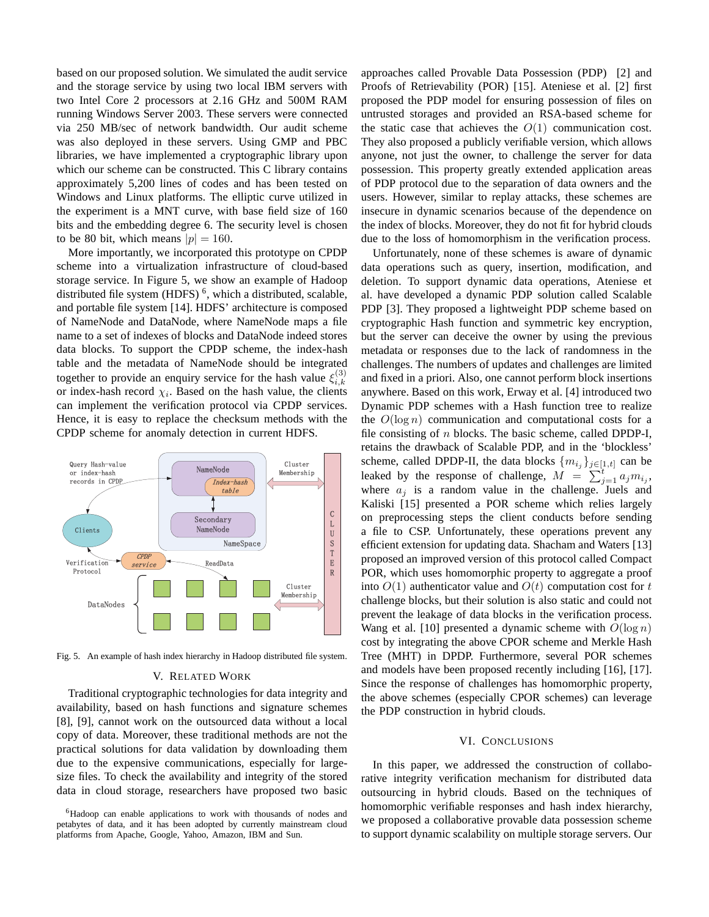based on our proposed solution. We simulated the audit service and the storage service by using two local IBM servers with two Intel Core 2 processors at 2.16 GHz and 500M RAM running Windows Server 2003. These servers were connected via 250 MB/sec of network bandwidth. Our audit scheme was also deployed in these servers. Using GMP and PBC libraries, we have implemented a cryptographic library upon which our scheme can be constructed. This C library contains approximately 5,200 lines of codes and has been tested on Windows and Linux platforms. The elliptic curve utilized in the experiment is a MNT curve, with base field size of 160 bits and the embedding degree 6. The security level is chosen to be 80 bit, which means $|p| = 160$.

More importantly, we incorporated this prototype on CPDP scheme into a virtualization infrastructure of cloud-based storage service. In Figure 5, we show an example of Hadoop distributed file system (HDFS) [6], which a distributed, scalable, and portable file system [14]. HDFS' architecture is composed of NameNode and DataNode, where NameNode maps a file name to a set of indexes of blocks and DataNode indeed stores data blocks. To support the CPDP scheme, the index-hash table and the metadata of NameNode should be integrated together to provide an enquiry service for the hash value $\xi_{i,k}^{(3)}$ or index-hash record $\chi_i$. Based on the hash value, the clients can implement the verification protocol via CPDP services. Hence, it is easy to replace the checksum methods with the CPDP scheme for anomaly detection in current HDFS.

Query Hash-value
or index-hash
records in CPDP
NameNode
Index-hash table
Secondary NameNode
NameSpace
Cluster Membership
Clients
Verification Protocol
CPDP service
ReadData
DataNodes
Cluster Membership
CLUSTER

Fig. 5. An example of hash index hierarchy in Hadoop distributed file system.

## V. Related Work

Traditional cryptographic technologies for data integrity and availability, based on hash functions and signature schemes [8], [9], cannot work on the outsourced data without a local copy of data. Moreover, these traditional methods are not the practical solutions for data validation by downloading them due to the expensive communications, especially for large-size files. To check the availability and integrity of the stored data in cloud storage, researchers have proposed two basic approaches called Provable Data Possession (PDP) [2] and Proofs of Retrievability (POR) [15]. Ateniese et al. [2] first proposed the PDP model for ensuring possession of files on untrusted storages and provided an RSA-based scheme for the static case that achieves the $O(1)$ communication cost. They also proposed a publicly verifiable version, which allows anyone, not just the owner, to challenge the server for data possession. This property greatly extended application areas of PDP protocol due to the separation of data owners and the users. However, similar to replay attacks, these schemes are insecure in dynamic scenarios because of the dependence on the index of blocks. Moreover, they do not fit for hybrid clouds due to the loss of homomorphism in the verification process.

Unfortunately, none of these schemes is aware of dynamic data operations such as query, insertion, modification, and deletion. To support dynamic data operations, Ateniese et al. have developed a dynamic PDP solution called Scalable PDP [3]. They proposed a lightweight PDP scheme based on cryptographic Hash function and symmetric key encryption, but the server can deceive the owner by using the previous metadata or responses due to the lack of randomness in the challenges. The numbers of updates and challenges are limited and fixed in a priori. Also, one cannot perform block insertions anywhere. Based on this work, Erway et al. [4] introduced two Dynamic PDP schemes with a Hash function tree to realize the $O(\log n)$ communication and computational costs for a file consisting of $n$ blocks. The basic scheme, called DPDP-I, retains the drawback of Scalable PDP, and in the 'blockless' scheme, called DPDP-II, the data blocks $\{m_{i_j}\}_{j\in[1,t]}$ can be leaked by the response of challenge, $M = \sum_{j=1}^{t} a_j m_{i_j}$, where $a_j$ is a random value in the challenge. Juels and Kaliski [15] presented a POR scheme which relies largely on preprocessing steps the client conducts before sending a file to CSP. Unfortunately, these operations prevent any efficient extension for updating data. Shacham and Waters [13] proposed an improved version of this protocol called Compact POR, which uses homomorphic property to aggregate a proof into $O(1)$ authenticator value and $O(t)$ computation cost for $t$ challenge blocks, but their solution is also static and could not prevent the leakage of data blocks in the verification process. Wang et al. [10] presented a dynamic scheme with $O(\log n)$ cost by integrating the above CPOR scheme and Merkle Hash Tree (MHT) in DPDP. Furthermore, several POR schemes and models have been proposed recently including [16], [17]. Since the response of challenges has homomorphic property, the above schemes (especially CPOR schemes) can leverage the PDP construction in hybrid clouds.

## VI. Conclusions

In this paper, we addressed the construction of collaborative integrity verification mechanism for distributed data outsourcing in hybrid clouds. Based on the techniques of homomorphic verifiable responses and hash index hierarchy, we proposed a collaborative provable data possession scheme to support dynamic scalability on multiple storage servers. Our

[6] Hadoop can enable applications to work with thousands of nodes and petabytes of data, and it has been adopted by currently mainstream cloud platforms from Apache, Google, Yahoo, Amazon, IBM and Sun.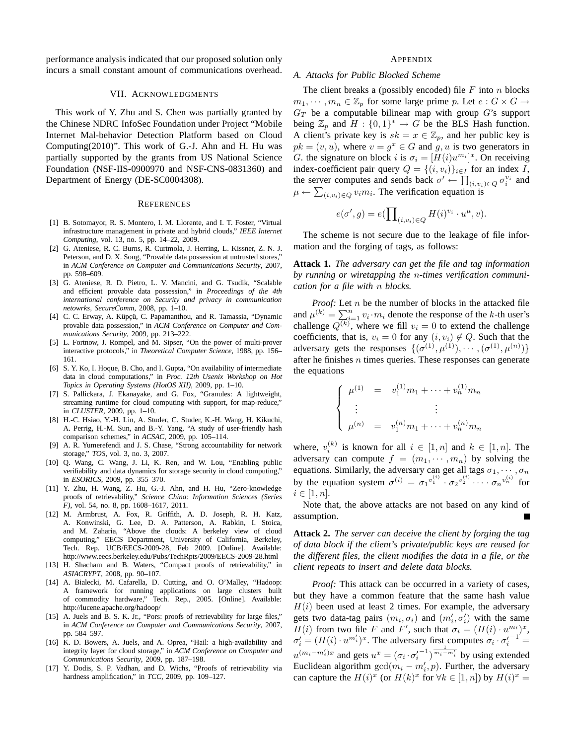performance analysis indicated that our proposed solution only incurs a small constant amount of communications overhead.

## VII. Acknowledgments

This work of Y. Zhu and S. Chen was partially granted by the Chinese NDRC InfoSec Foundation under Project "Mobile Internet Mal-behavior Detection Platform based on Cloud Computing(2010)". This work of G.-J. Ahn and H. Hu was partially supported by the grants from US National Science Foundation (NSF-IIS-0900970 and NSF-CNS-0831360) and Department of Energy (DE-SC0004308).

## References

[1] B. Sotomayor, R. S. Montero, I. M. Llorente, and I. T. Foster, "Virtual infrastructure management in private and hybrid clouds," *IEEE Internet Computing*, vol. 13, no. 5, pp. 14–22, 2009.

[2] G. Ateniese, R. C. Burns, R. Curtmola, J. Herring, L. Kissner, Z. N. J. Peterson, and D. X. Song, "Provable data possession at untrusted stores," in *ACM Conference on Computer and Communications Security*, 2007, pp. 598–609.

[3] G. Ateniese, R. D. Pietro, L. V. Mancini, and G. Tsudik, "Scalable and efficient provable data possession," in *Proceedings of the 4th international conference on Security and privacy in communication netowrks, SecureComm*, 2008, pp. 1–10.

[4] C. C. Erway, A. Küpçü, C. Papamanthou, and R. Tamassia, "Dynamic provable data possession," in *ACM Conference on Computer and Communications Security*, 2009, pp. 213–222.

[5] L. Fortnow, J. Rompel, and M. Sipser, "On the power of multi-prover interactive protocols," in *Theoretical Computer Science*, 1988, pp. 156–161.

[6] S. Y. Ko, I. Hoque, B. Cho, and I. Gupta, "On availability of intermediate data in cloud computations," in *Proc. 12th Usenix Workshop on Hot Topics in Operating Systems (HotOS XII)*, 2009, pp. 1–10.

[7] S. Pallickara, J. Ekanayake, and G. Fox, "Granules: A lightweight, streaming runtime for cloud computing with support, for map-reduce," in *CLUSTER*, 2009, pp. 1–10.

[8] H.-C. Hsiao, Y.-H. Lin, A. Studer, C. Studer, K.-H. Wang, H. Kikuchi, A. Perrig, H.-M. Sun, and B.-Y. Yang, "A study of user-friendly hash comparison schemes," in *ACSAC*, 2009, pp. 105–114.

[9] A. R. Yumerefendi and J. S. Chase, "Strong accountability for network storage," *TOS*, vol. 3, no. 3, 2007.

[10] Q. Wang, C. Wang, J. Li, K. Ren, and W. Lou, "Enabling public verifiability and data dynamics for storage security in cloud computing," in *ESORICS*, 2009, pp. 355–370.

[11] Y. Zhu, H. Wang, Z. Hu, G.-J. Ahn, and H. Hu, "Zero-knowledge proofs of retrievability," *Science China: Information Sciences (Series F)*, vol. 54, no. 8, pp. 1608–1617, 2011.

[12] M. Armbrust, A. Fox, R. Griffith, A. D. Joseph, R. H. Katz, A. Konwinski, G. Lee, D. A. Patterson, A. Rabkin, I. Stoica, and M. Zaharia, "Above the clouds: A berkeley view of cloud computing," EECS Department, University of California, Berkeley, Tech. Rep. UCB/EECS-2009-28, Feb 2009. [Online]. Available: http://www.eecs.berkeley.edu/Pubs/TechRpts/2009/EECS-2009-28.html

[13] H. Shacham and B. Waters, "Compact proofs of retrievability," in *ASIACRYPT*, 2008, pp. 90–107.

[14] A. Bialecki, M. Cafarella, D. Cutting, and O. O'Malley, "Hadoop: A framework for running applications on large clusters built of commodity hardware," Tech. Rep., 2005. [Online]. Available: http://lucene.apache.org/hadoop/

[15] A. Juels and B. S. K. Jr., "Pors: proofs of retrievability for large files," in *ACM Conference on Computer and Communications Security*, 2007, pp. 584–597.

[16] K. D. Bowers, A. Juels, and A. Oprea, "Hail: a high-availability and integrity layer for cloud storage," in *ACM Conference on Computer and Communications Security*, 2009, pp. 187–198.

[17] Y. Dodis, S. P. Vadhan, and D. Wichs, "Proofs of retrievability via hardness amplification," in *TCC*, 2009, pp. 109–127.

## Appendix

### A. Attacks for Public Blocked Scheme

The client breaks a (possibly encoded) file $F$ into $n$ blocks $m_1, \cdots, m_n \in \mathbb{Z}_p$ for some large prime $p$. Let $e : G \times G \to G_T$ be a computable bilinear map with group $G$'s support being $\mathbb{Z}_p$ and $H : \{0,1\}^* \to G$ be the BLS Hash function. A client's private key is $sk = x \in \mathbb{Z}_p$, and her public key is $pk = (v, u)$, where $v = g^x \in G$ and $g, u$ is two generators in $G$. the signature on block $i$ is $\sigma_i = [H(i)u^{m_i}]^x$. On receiving index-coefficient pair query $Q = \{(i, v_i)\}_{i \in I}$ for an index $I$, the server computes and sends back $\sigma' \leftarrow \prod_{(i,v_i)\in Q} \sigma_i^{v_i}$ and $\mu \leftarrow \sum_{(i,v_i)\in Q} v_i m_i$. The verification equation is

$$e(\sigma', g) = e(\prod_{(i,v_i)\in Q} H(i)^{v_i} \cdot u^{\mu}, v).$$

The scheme is not secure due to the leakage of file information and the forging of tags, as follows:

**Attack 1.** *The adversary can get the file and tag information by running or wiretapping the $n$-times verification communication for a file with $n$ blocks.*

*Proof:* Let $n$ be the number of blocks in the attacked file and $\mu^{(k)} = \sum_{i=1}^{n} v_i \cdot m_i$ denote the response of the $k$-th user's challenge $Q^{(k)}$, where we fill $v_i = 0$ to extend the challenge coefficients, that is, $v_i = 0$ for any $(i, v_i) \notin Q$. Such that the adversary gets the responses $\{(\sigma^{(1)}, \mu^{(1)}), \cdots, (\sigma^{(1)}, \mu^{(n)})\}$ after he finishes $n$ times queries. These responses can generate the equations

$$\begin{cases} \mu^{(1)} &= v_1^{(1)} m_1 + \cdots + v_n^{(1)} m_n \\ \vdots & \qquad \vdots \\ \mu^{(n)} &= v_1^{(n)} m_1 + \cdots + v_n^{(n)} m_n \end{cases}$$

where, $v_i^{(k)}$ is known for all $i \in [1, n]$ and $k \in [1, n]$. The adversary can compute $f = (m_1, \cdots, m_n)$ by solving the equations. Similarly, the adversary can get all tags $\sigma_1, \cdots, \sigma_n$ by the equation system $\sigma^{(i)} = \sigma_1^{v_1^{(i)}} \cdot \sigma_2^{v_2^{(i)}} \cdot \cdots \cdot \sigma_n^{v_n^{(i)}}$ for $i \in [1, n]$.

Note that, the above attacks are not based on any kind of assumption. ■

**Attack 2.** *The server can deceive the client by forging the tag of data block if the client's private/public keys are reused for the different files, the client modifies the data in a file, or the client repeats to insert and delete data blocks.*

*Proof:* This attack can be occurred in a variety of cases, but they have a common feature that the same hash value $H(i)$ been used at least 2 times. For example, the adversary gets two data-tag pairs $(m_i, \sigma_i)$ and $(m_i', \sigma_i')$ with the same $H(i)$ from two file $F$ and $F'$, such that $\sigma_i = (H(i) \cdot u^{m_i})^x$, $\sigma_i' = (H(i) \cdot u^{m_i'})^x$. The adversary first computes $\sigma_i \cdot {\sigma_i'}^{-1} = u^{(m_i - m_i')x}$ and gets $u^x = (\sigma_i \cdot {\sigma_i'}^{-1})^{\frac{1}{m_i - m_i'}}$ by using extended Euclidean algorithm $\gcd(m_i - m_i', p)$. Further, the adversary can capture the $H(i)^x$ (or $H(k)^x$ for $\forall k \in [1, n]$) by $H(i)^x =$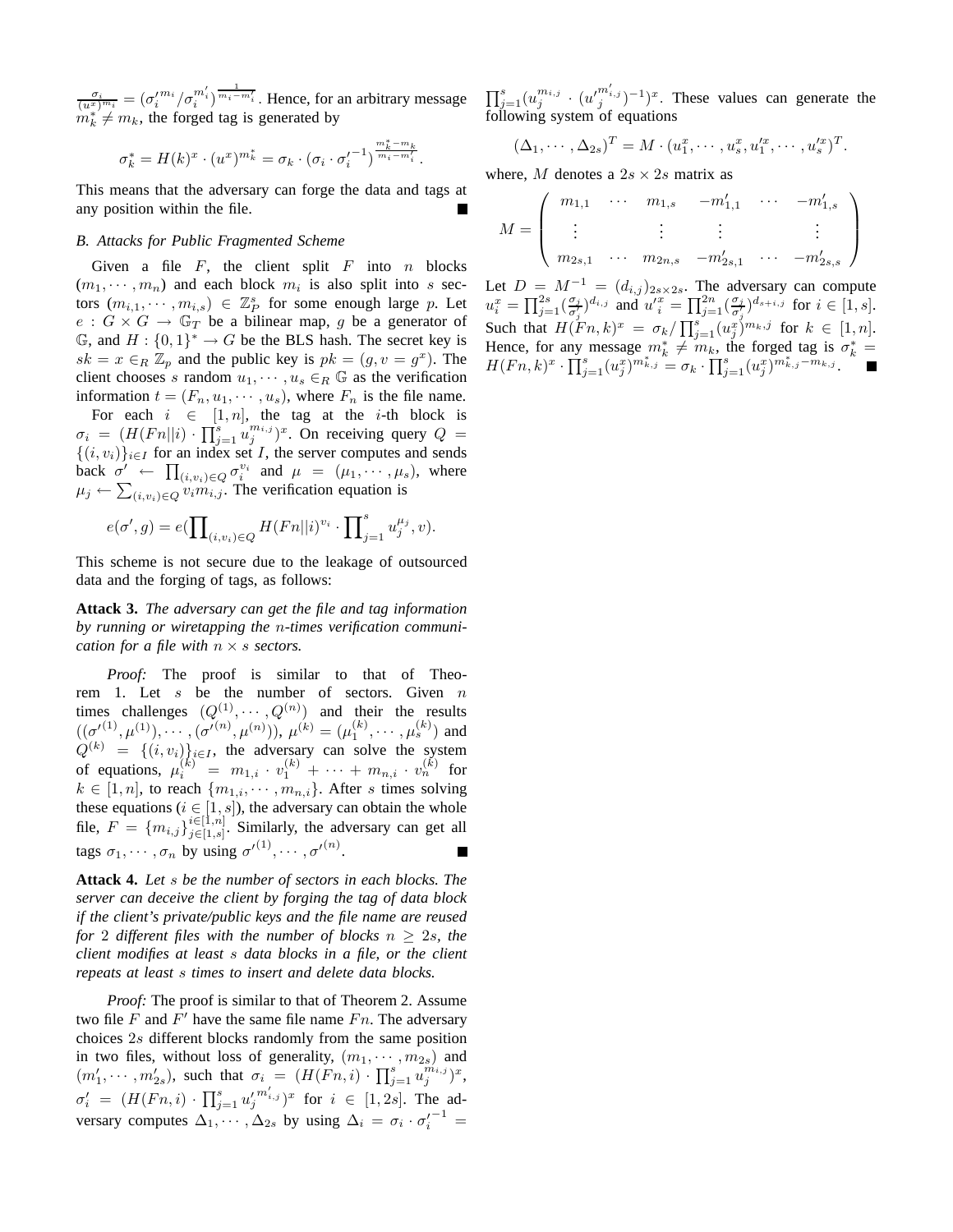$\frac{\sigma_i}{(u^x)^{m_i}} = (\sigma_i'^{m_i}/\sigma_i^{m_i'})^{\frac{1}{m_i - m_i'}}$. Hence, for an arbitrary message $m_k^* \neq m_k$, the forged tag is generated by

$$\sigma_k^* = H(k)^x \cdot (u^x)^{m_k^*} = \sigma_k \cdot (\sigma_i \cdot \sigma_i'^{-1})^{\frac{m_k^* - m_k}{m_i - m_i'}}.$$

This means that the adversary can forge the data and tags at any position within the file. ■

### B. Attacks for Public Fragmented Scheme

Given a file $F$, the client split $F$ into $n$ blocks $(m_1, \cdots, m_n)$ and each block $m_i$ is also split into $s$ sectors $(m_{i,1}, \cdots, m_{i,s}) \in \mathbb{Z}_P^s$ for some enough large $p$. Let $e : G \times G \to \mathbb{G}_T$ be a bilinear map, $g$ be a generator of $\mathbb{G}$, and $H : \{0,1\}^* \to G$ be the BLS hash. The secret key is $sk = x \in_R \mathbb{Z}_p$ and the public key is $pk = (g, v = g^x)$. The client chooses $s$ random $u_1, \cdots, u_s \in_R \mathbb{G}$ as the verification information $t = (F_n, u_1, \cdots, u_s)$, where $F_n$ is the file name.

For each $i \in [1, n]$, the tag at the $i$-th block is $\sigma_i = (H(Fn||i) \cdot \prod_{j=1}^{s} u_j^{m_{i,j}})^x$. On receiving query $Q = \{(i, v_i)\}_{i \in I}$ for an index set $I$, the server computes and sends back $\sigma' \leftarrow \prod_{(i,v_i) \in Q} \sigma_i^{v_i}$ and $\mu = (\mu_1, \cdots, \mu_s)$, where $\mu_j \leftarrow \sum_{(i,v_i) \in Q} v_i m_{i,j}$. The verification equation is

$$e(\sigma', g) = e(\prod_{(i,v_i) \in Q} H(Fn||i)^{v_i} \cdot \prod_{j=1}^{s} u_j^{\mu_j}, v).$$

This scheme is not secure due to the leakage of outsourced data and the forging of tags, as follows:

**Attack 3.** *The adversary can get the file and tag information by running or wiretapping the $n$-times verification communication for a file with $n \times s$ sectors.*

*Proof:* The proof is similar to that of Theorem 1. Let $s$ be the number of sectors. Given $n$ times challenges $(Q^{(1)}, \cdots, Q^{(n)})$ and their the results $((\sigma'^{(1)}, \mu^{(1)}), \cdots, (\sigma'^{(n)}, \mu^{(n)}))$, $\mu^{(k)} = (\mu_1^{(k)}, \cdots, \mu_s^{(k)})$ and $Q^{(k)} = \{(i, v_i)\}_{i \in I}$, the adversary can solve the system of equations, $\mu_i^{(k)} = m_{1,i} \cdot v_1^{(k)} + \cdots + m_{n,i} \cdot v_n^{(k)}$ for $k \in [1, n]$, to reach $\{m_{1,i}, \cdots, m_{n,i}\}$. After $s$ times solving these equations ($i \in [1, s]$), the adversary can obtain the whole file, $F = \{m_{i,j}\}_{j \in [1,s]}^{i \in [1,n]}$. Similarly, the adversary can get all tags $\sigma_1, \cdots, \sigma_n$ by using $\sigma'^{(1)}, \cdots, \sigma'^{(n)}$. ■

**Attack 4.** *Let $s$ be the number of sectors in each blocks. The server can deceive the client by forging the tag of data block if the client's private/public keys and the file name are reused for 2 different files with the number of blocks $n \geq 2s$, the client modifies at least $s$ data blocks in a file, or the client repeats at least $s$ times to insert and delete data blocks.*

*Proof:* The proof is similar to that of Theorem 2. Assume two file $F$ and $F'$ have the same file name $Fn$. The adversary choices $2s$ different blocks randomly from the same position in two files, without loss of generality, $(m_1, \cdots, m_{2s})$ and $(m_1', \cdots, m_{2s}')$, such that $\sigma_i = (H(Fn, i) \cdot \prod_{j=1}^{s} u_j^{m_{i,j}})^x$, $\sigma_i' = (H(Fn, i) \cdot \prod_{j=1}^{s} u_j'^{m_{i,j}'})^x$ for $i \in [1, 2s]$. The adversary computes $\Delta_1, \cdots, \Delta_{2s}$ by using $\Delta_i = \sigma_i \cdot \sigma_i'^{-1} = \prod_{j=1}^{s} (u_j^{m_{i,j}} \cdot (u_j'^{m_{i,j}'})^{-1})^x$. These values can generate the following system of equations

$$(\Delta_1, \cdots, \Delta_{2s})^T = M \cdot (u_1^x, \cdots, u_s^x, u_1'^x, \cdots, u_s'^x)^T.$$

where, $M$ denotes a $2s \times 2s$ matrix as

$$M = \begin{pmatrix} m_{1,1} & \cdots & m_{1,s} & -m_{1,1}' & \cdots & -m_{1,s}' \\ \vdots & & \vdots & \vdots & & \vdots \\ m_{2s,1} & \cdots & m_{2n,s} & -m_{2s,1}' & \cdots & -m_{2s,s}' \end{pmatrix}$$

Let $D = M^{-1} = (d_{i,j})_{2s \times 2s}$. The adversary can compute $u_i^x = \prod_{j=1}^{2s} (\frac{\sigma_j}{\sigma_j'})^{d_{i,j}}$ and $u_i'^x = \prod_{j=1}^{2n} (\frac{\sigma_j}{\sigma_j'})^{d_{s+i,j}}$ for $i \in [1, s]$. Such that $H(Fn, k)^x = \sigma_k / \prod_{j=1}^{s} (u_j^x)^{m_{k,j}}$ for $k \in [1, n]$. Hence, for any message $m_k^* \neq m_k$, the forged tag is $\sigma_k^* = H(Fn, k)^x \cdot \prod_{j=1}^{s} (u_j^x)^{m_{k,j}^*} = \sigma_k \cdot \prod_{j=1}^{s} (u_j^x)^{m_{k,j}^* - m_{k,j}}$. ■